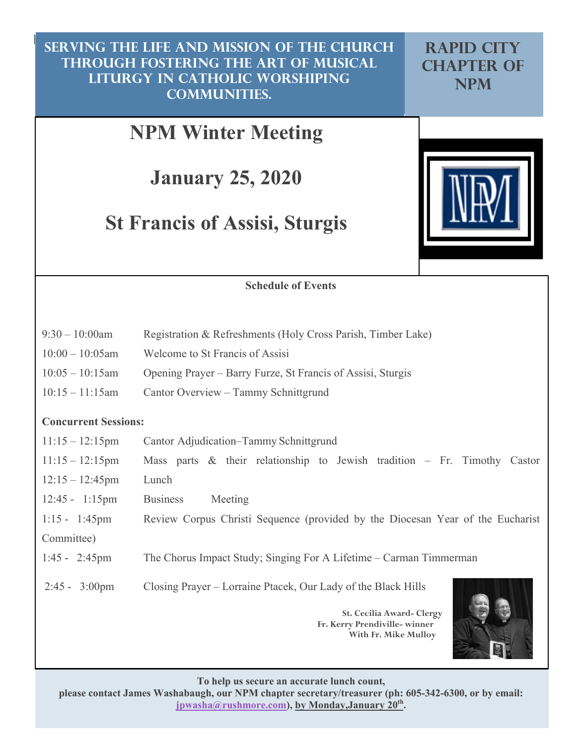**SERVING THE LIFE AND MISSION OF THE CHURCH THROUGH FOSTERING THE ART OF MUSICAL LITURGY IN CATHOLIC WORSHIPING COMMUNITIES.**

**RAPID CITY CHAPTER OF NPM**

# NPM Winter Meeting

# January 25, 2020

# St Francis of Assisi, Sturgis

**Schedule of Events**

| | |
|---|---|
| 9:30 – 10:00am | Registration & Refreshments (Holy Cross Parish, Timber Lake) |
| 10:00 – 10:05am | Welcome to St Francis of Assisi |
| 10:05 – 10:15am | Opening Prayer – Barry Furze, St Francis of Assisi, Sturgis |
| 10:15 – 11:15am | Cantor Overview – Tammy Schnittgrund |

**Concurrent Sessions:**

| | |
|---|---|
| 11:15 – 12:15pm | Cantor Adjudication–Tammy Schnittgrund |
| 11:15 – 12:15pm | Mass parts & their relationship to Jewish tradition – Fr. Timothy Castor |
| 12:15 – 12:45pm | Lunch |
| 12:45 - 1:15pm | Business Meeting |
| 1:15 - 1:45pm | Review Corpus Christi Sequence (provided by the Diocesan Year of the Eucharist Committee) |
| 1:45 - 2:45pm | The Chorus Impact Study; Singing For A Lifetime – Carman Timmerman |
| 2:45 - 3:00pm | Closing Prayer – Lorraine Ptacek, Our Lady of the Black Hills |

**St. Cecilia Award- Clergy**
**Fr. Kerry Prendiville- winner**
**With Fr. Mike Mulloy**

**To help us secure an accurate lunch count, please contact James Washabaugh, our NPM chapter secretary/treasurer (ph: 605-342-6300, or by email: jpwasha@rushmore.com), by Monday,January 20th.**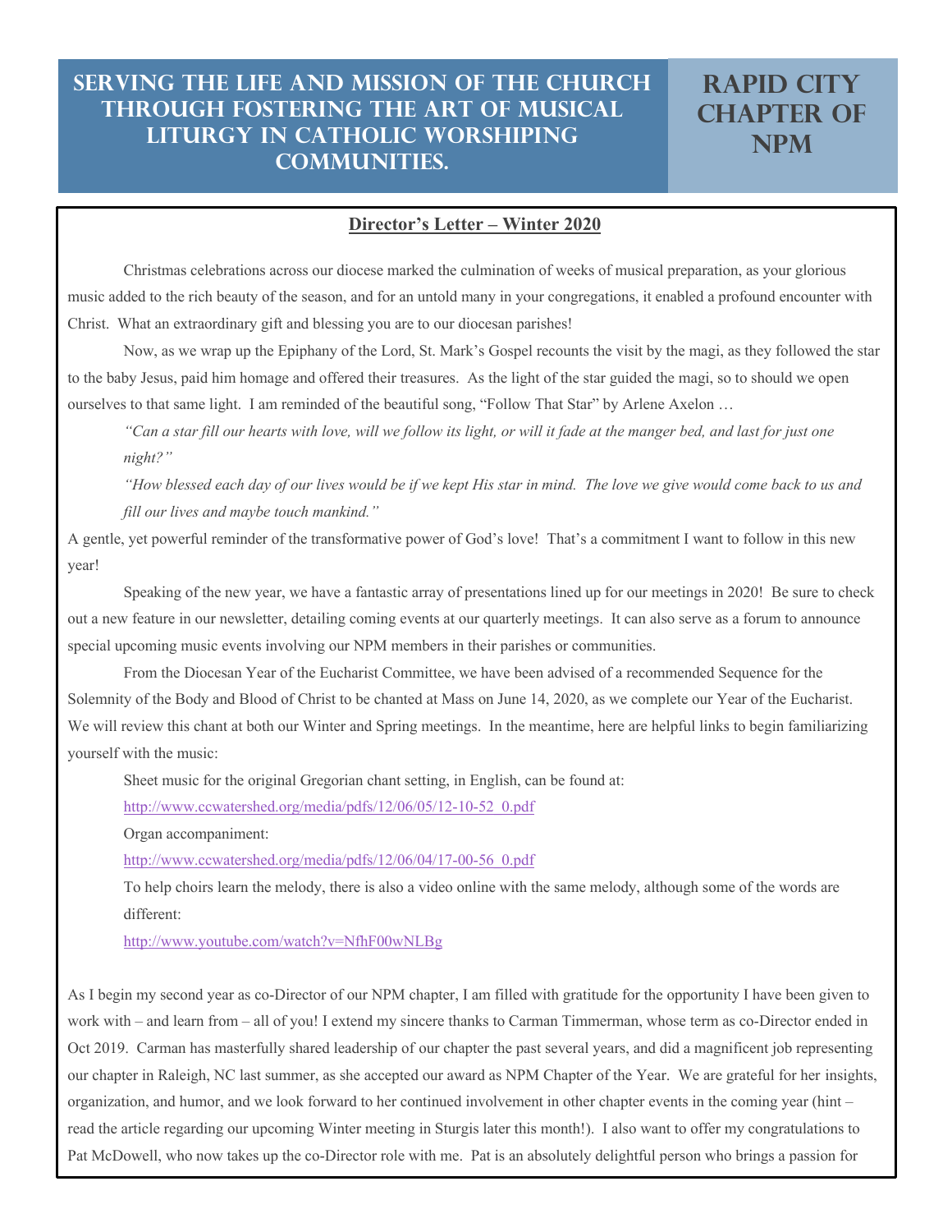# Serving the life and mission of the Church through fostering the art of musical liturgy in Catholic worshiping communities.

# Rapid City Chapter of NPM

## Director's Letter – Winter 2020

Christmas celebrations across our diocese marked the culmination of weeks of musical preparation, as your glorious music added to the rich beauty of the season, and for an untold many in your congregations, it enabled a profound encounter with Christ. What an extraordinary gift and blessing you are to our diocesan parishes!

Now, as we wrap up the Epiphany of the Lord, St. Mark's Gospel recounts the visit by the magi, as they followed the star to the baby Jesus, paid him homage and offered their treasures. As the light of the star guided the magi, so to should we open ourselves to that same light. I am reminded of the beautiful song, "Follow That Star" by Arlene Axelon …

*"Can a star fill our hearts with love, will we follow its light, or will it fade at the manger bed, and last for just one night?"*

*"How blessed each day of our lives would be if we kept His star in mind. The love we give would come back to us and fill our lives and maybe touch mankind."*

A gentle, yet powerful reminder of the transformative power of God's love! That's a commitment I want to follow in this new year!

Speaking of the new year, we have a fantastic array of presentations lined up for our meetings in 2020! Be sure to check out a new feature in our newsletter, detailing coming events at our quarterly meetings. It can also serve as a forum to announce special upcoming music events involving our NPM members in their parishes or communities.

From the Diocesan Year of the Eucharist Committee, we have been advised of a recommended Sequence for the Solemnity of the Body and Blood of Christ to be chanted at Mass on June 14, 2020, as we complete our Year of the Eucharist. We will review this chant at both our Winter and Spring meetings. In the meantime, here are helpful links to begin familiarizing yourself with the music:

Sheet music for the original Gregorian chant setting, in English, can be found at:

http://www.ccwatershed.org/media/pdfs/12/06/05/12-10-52_0.pdf

Organ accompaniment:

http://www.ccwatershed.org/media/pdfs/12/06/04/17-00-56_0.pdf

To help choirs learn the melody, there is also a video online with the same melody, although some of the words are different:

http://www.youtube.com/watch?v=NfhF00wNLBg

As I begin my second year as co-Director of our NPM chapter, I am filled with gratitude for the opportunity I have been given to work with – and learn from – all of you! I extend my sincere thanks to Carman Timmerman, whose term as co-Director ended in Oct 2019. Carman has masterfully shared leadership of our chapter the past several years, and did a magnificent job representing our chapter in Raleigh, NC last summer, as she accepted our award as NPM Chapter of the Year. We are grateful for her insights, organization, and humor, and we look forward to her continued involvement in other chapter events in the coming year (hint – read the article regarding our upcoming Winter meeting in Sturgis later this month!). I also want to offer my congratulations to Pat McDowell, who now takes up the co-Director role with me. Pat is an absolutely delightful person who brings a passion for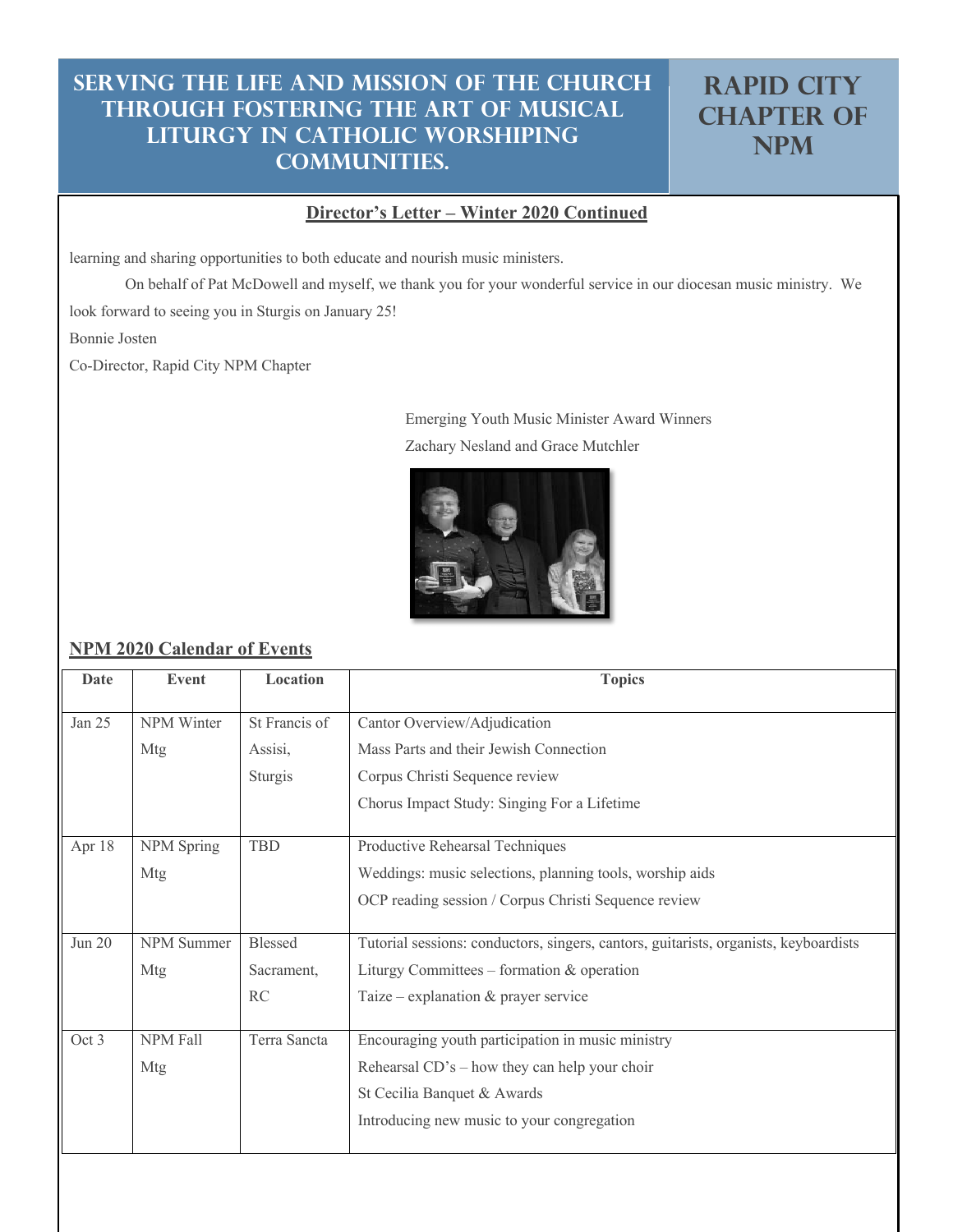# Serving the Life and Mission of the Church through Fostering the Art of Musical Liturgy in Catholic Worshiping Communities.

# Rapid City Chapter of NPM

## Director's Letter – Winter 2020 Continued

learning and sharing opportunities to both educate and nourish music ministers.

On behalf of Pat McDowell and myself, we thank you for your wonderful service in our diocesan music ministry. We look forward to seeing you in Sturgis on January 25!

Bonnie Josten

Co-Director, Rapid City NPM Chapter

Emerging Youth Music Minister Award Winners

Zachary Nesland and Grace Mutchler

## NPM 2020 Calendar of Events

| Date | Event | Location | Topics |
|---|---|---|---|
| Jan 25 | NPM Winter Mtg | St Francis of Assisi, Sturgis | Cantor Overview/Adjudication<br>Mass Parts and their Jewish Connection<br>Corpus Christi Sequence review<br>Chorus Impact Study: Singing For a Lifetime |
| Apr 18 | NPM Spring Mtg | TBD | Productive Rehearsal Techniques<br>Weddings: music selections, planning tools, worship aids<br>OCP reading session / Corpus Christi Sequence review |
| Jun 20 | NPM Summer Mtg | Blessed Sacrament, RC | Tutorial sessions: conductors, singers, cantors, guitarists, organists, keyboardists<br>Liturgy Committees – formation & operation<br>Taize – explanation & prayer service |
| Oct 3 | NPM Fall Mtg | Terra Sancta | Encouraging youth participation in music ministry<br>Rehearsal CD's – how they can help your choir<br>St Cecilia Banquet & Awards<br>Introducing new music to your congregation |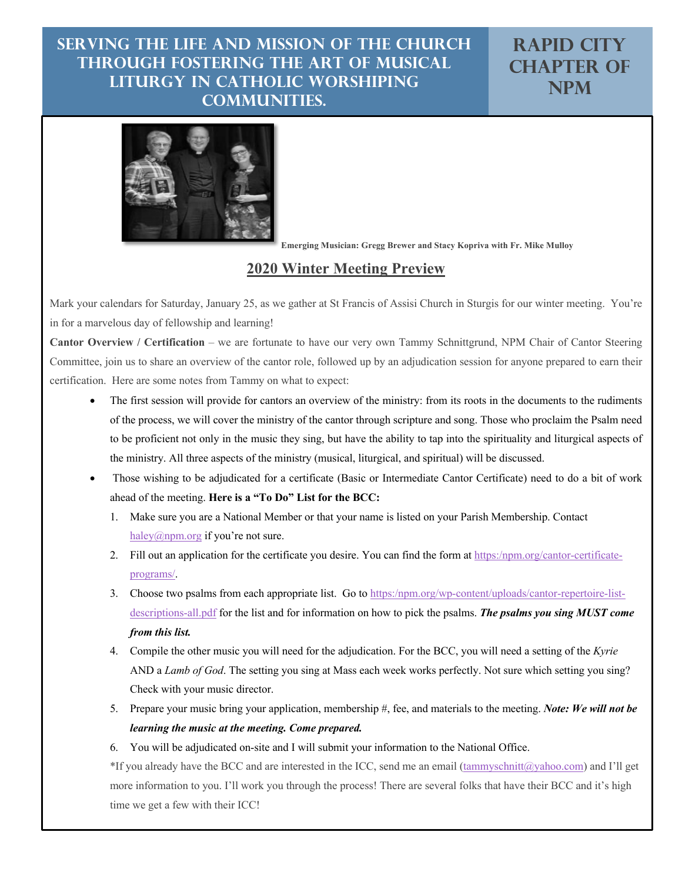# Serving the life and mission of the church through fostering the art of musical liturgy in Catholic worshiping communities.

# Rapid City Chapter of NPM

Emerging Musician: Gregg Brewer and Stacy Kopriva with Fr. Mike Mulloy

## 2020 Winter Meeting Preview

Mark your calendars for Saturday, January 25, as we gather at St Francis of Assisi Church in Sturgis for our winter meeting. You're in for a marvelous day of fellowship and learning!

**Cantor Overview / Certification** – we are fortunate to have our very own Tammy Schnittgrund, NPM Chair of Cantor Steering Committee, join us to share an overview of the cantor role, followed up by an adjudication session for anyone prepared to earn their certification. Here are some notes from Tammy on what to expect:

- The first session will provide for cantors an overview of the ministry: from its roots in the documents to the rudiments of the process, we will cover the ministry of the cantor through scripture and song. Those who proclaim the Psalm need to be proficient not only in the music they sing, but have the ability to tap into the spirituality and liturgical aspects of the ministry. All three aspects of the ministry (musical, liturgical, and spiritual) will be discussed.
- Those wishing to be adjudicated for a certificate (Basic or Intermediate Cantor Certificate) need to do a bit of work ahead of the meeting. **Here is a "To Do" List for the BCC:**
  1. Make sure you are a National Member or that your name is listed on your Parish Membership. Contact haley@npm.org if you're not sure.
  2. Fill out an application for the certificate you desire. You can find the form at https:/npm.org/cantor-certificate-programs/.
  3. Choose two psalms from each appropriate list. Go to https:/npm.org/wp-content/uploads/cantor-repertoire-list-descriptions-all.pdf for the list and for information on how to pick the psalms. ***The psalms you sing MUST come from this list.***
  4. Compile the other music you will need for the adjudication. For the BCC, you will need a setting of the *Kyrie* AND a *Lamb of God*. The setting you sing at Mass each week works perfectly. Not sure which setting you sing? Check with your music director.
  5. Prepare your music bring your application, membership #, fee, and materials to the meeting. ***Note: We will not be learning the music at the meeting. Come prepared.***
  6. You will be adjudicated on-site and I will submit your information to the National Office.

  *If you already have the BCC and are interested in the ICC, send me an email (tammyschnitt@yahoo.com) and I'll get more information to you. I'll work you through the process! There are several folks that have their BCC and it's high time we get a few with their ICC!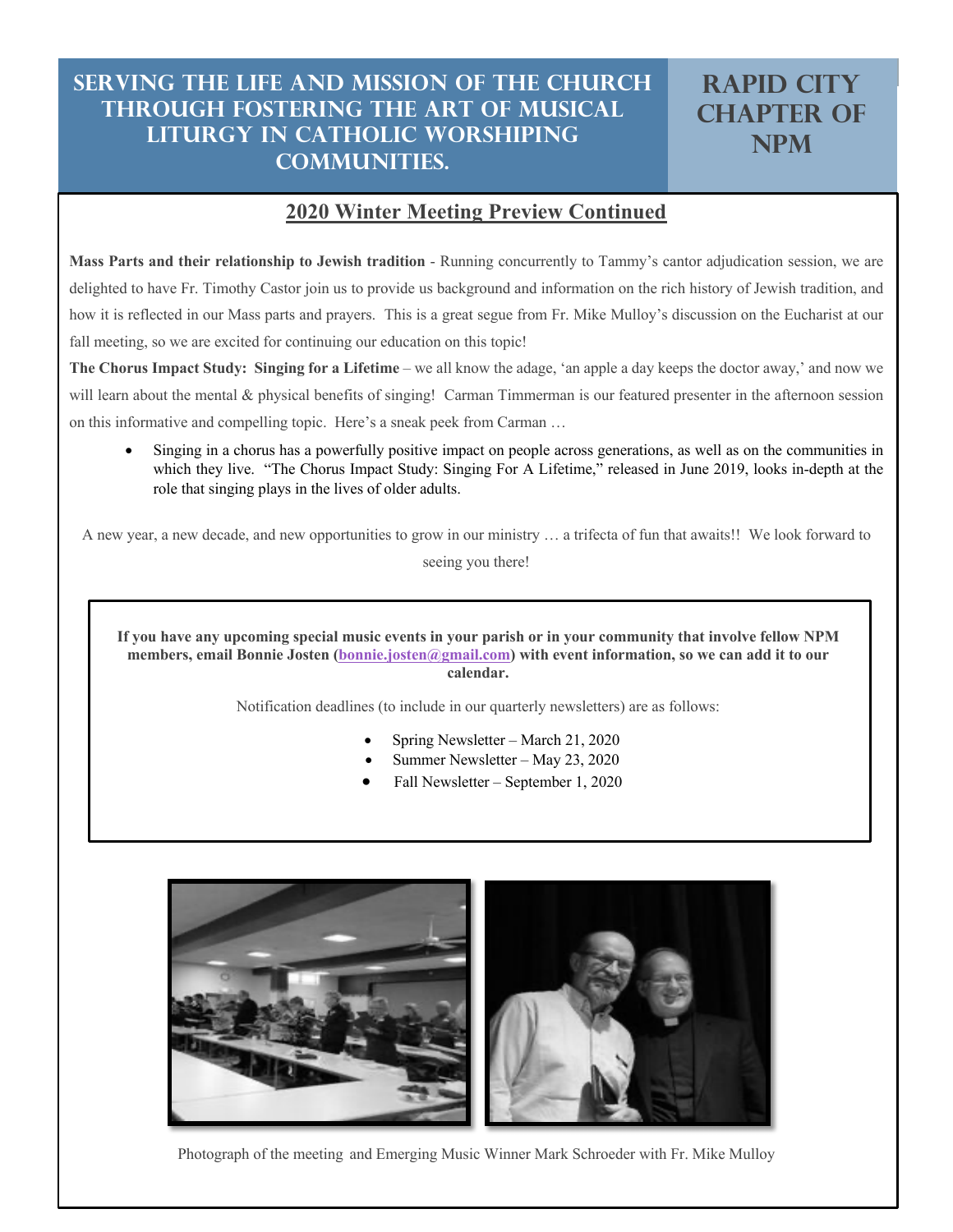# SERVING THE LIFE AND MISSION OF THE CHURCH THROUGH FOSTERING THE ART OF MUSICAL LITURGY IN CATHOLIC WORSHIPING COMMUNITIES.

# RAPID CITY CHAPTER OF NPM

## 2020 Winter Meeting Preview Continued

**Mass Parts and their relationship to Jewish tradition** - Running concurrently to Tammy's cantor adjudication session, we are delighted to have Fr. Timothy Castor join us to provide us background and information on the rich history of Jewish tradition, and how it is reflected in our Mass parts and prayers. This is a great segue from Fr. Mike Mulloy's discussion on the Eucharist at our fall meeting, so we are excited for continuing our education on this topic!

**The Chorus Impact Study: Singing for a Lifetime** – we all know the adage, 'an apple a day keeps the doctor away,' and now we will learn about the mental & physical benefits of singing! Carman Timmerman is our featured presenter in the afternoon session on this informative and compelling topic. Here's a sneak peek from Carman …

- Singing in a chorus has a powerfully positive impact on people across generations, as well as on the communities in which they live. "The Chorus Impact Study: Singing For A Lifetime," released in June 2019, looks in-depth at the role that singing plays in the lives of older adults.

A new year, a new decade, and new opportunities to grow in our ministry … a trifecta of fun that awaits!! We look forward to seeing you there!

**If you have any upcoming special music events in your parish or in your community that involve fellow NPM members, email Bonnie Josten (bonnie.josten@gmail.com) with event information, so we can add it to our calendar.**

Notification deadlines (to include in our quarterly newsletters) are as follows:

- Spring Newsletter – March 21, 2020
- Summer Newsletter – May 23, 2020
- Fall Newsletter – September 1, 2020

Photograph of the meeting and Emerging Music Winner Mark Schroeder with Fr. Mike Mulloy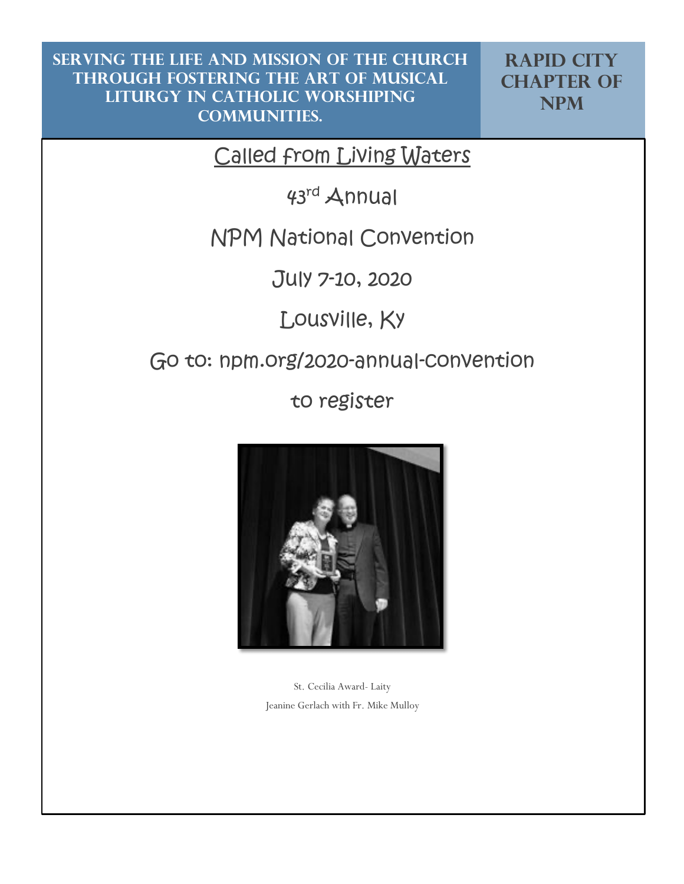**SERVING THE LIFE AND MISSION OF THE CHURCH THROUGH FOSTERING THE ART OF MUSICAL LITURGY IN CATHOLIC WORSHIPING COMMUNITIES.**

**RAPID CITY CHAPTER OF NPM**

<u>Called from Living Waters</u>

43rd Annual

NPM National Convention

July 7-10, 2020

Lousville, Ky

Go to: npm.org/2020-annual-convention

to register

St. Cecilia Award- Laity

Jeanine Gerlach with Fr. Mike Mulloy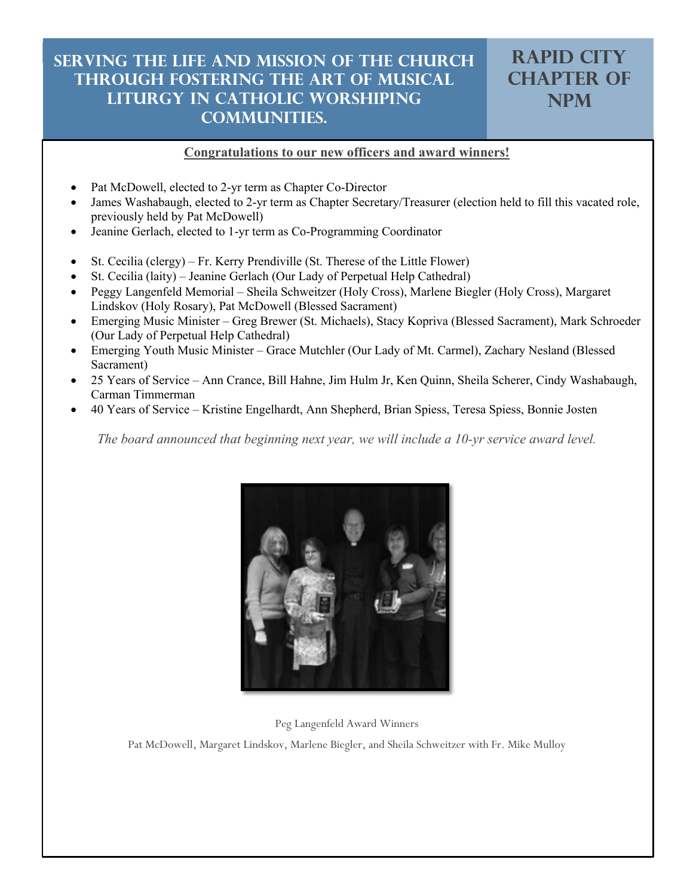# Serving the Life and Mission of the Church through Fostering the Art of Musical Liturgy in Catholic Worshiping Communities.

# Rapid City Chapter of NPM

**Congratulations to our new officers and award winners!**

- Pat McDowell, elected to 2-yr term as Chapter Co-Director
- James Washabaugh, elected to 2-yr term as Chapter Secretary/Treasurer (election held to fill this vacated role, previously held by Pat McDowell)
- Jeanine Gerlach, elected to 1-yr term as Co-Programming Coordinator

- St. Cecilia (clergy) – Fr. Kerry Prendiville (St. Therese of the Little Flower)
- St. Cecilia (laity) – Jeanine Gerlach (Our Lady of Perpetual Help Cathedral)
- Peggy Langenfeld Memorial – Sheila Schweitzer (Holy Cross), Marlene Biegler (Holy Cross), Margaret Lindskov (Holy Rosary), Pat McDowell (Blessed Sacrament)
- Emerging Music Minister – Greg Brewer (St. Michaels), Stacy Kopriva (Blessed Sacrament), Mark Schroeder (Our Lady of Perpetual Help Cathedral)
- Emerging Youth Music Minister – Grace Mutchler (Our Lady of Mt. Carmel), Zachary Nesland (Blessed Sacrament)
- 25 Years of Service – Ann Crance, Bill Hahne, Jim Hulm Jr, Ken Quinn, Sheila Scherer, Cindy Washabaugh, Carman Timmerman
- 40 Years of Service – Kristine Engelhardt, Ann Shepherd, Brian Spiess, Teresa Spiess, Bonnie Josten

*The board announced that beginning next year, we will include a 10-yr service award level.*

Peg Langenfeld Award Winners

Pat McDowell, Margaret Lindskov, Marlene Biegler, and Sheila Schweitzer with Fr. Mike Mulloy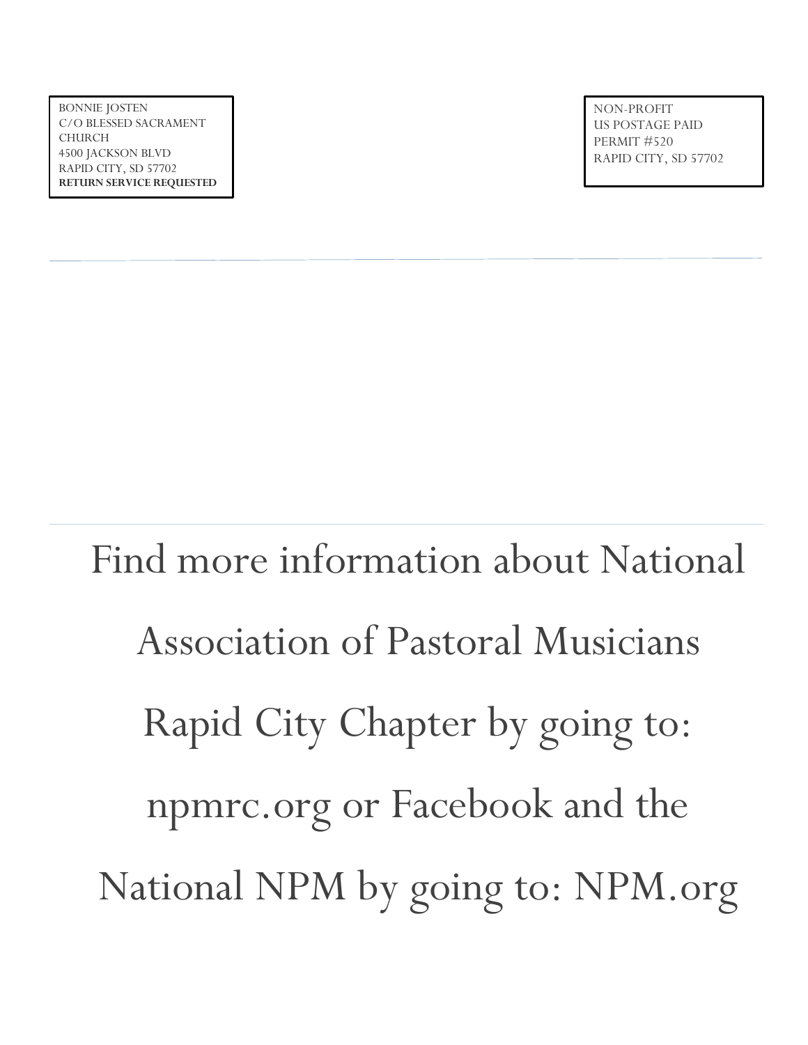BONNIE JOSTEN
C/O BLESSED SACRAMENT CHURCH
4500 JACKSON BLVD
RAPID CITY, SD 57702
**RETURN SERVICE REQUESTED**

NON-PROFIT
US POSTAGE PAID
PERMIT #520
RAPID CITY, SD 57702

---

Find more information about National Association of Pastoral Musicians Rapid City Chapter by going to: npmrc.org or Facebook and the National NPM by going to: NPM.org